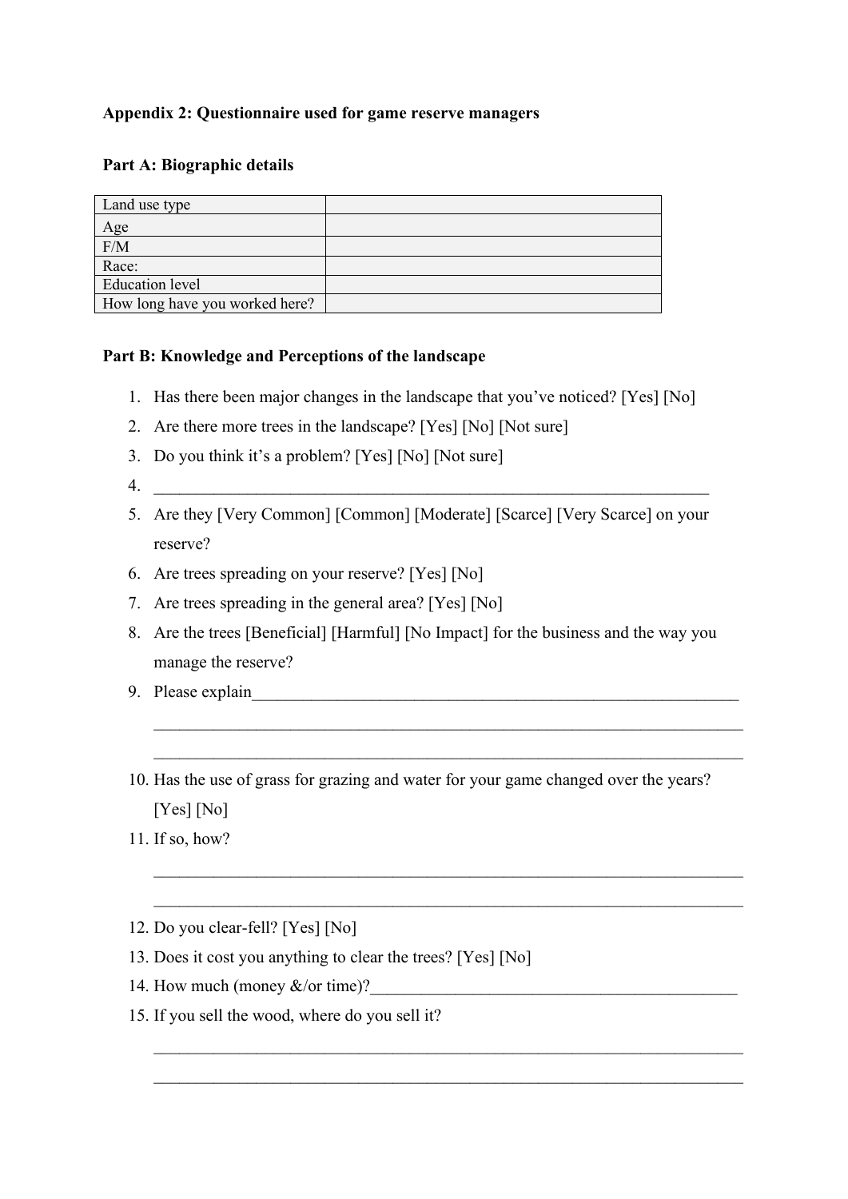**Appendix 2: Questionnaire used for game reserve managers**

**Part A: Biographic details**

| Land use type | |
|---|---|
| Age | |
| F/M | |
| Race: | |
| Education level | |
| How long have you worked here? | |

**Part B: Knowledge and Perceptions of the landscape**

1. Has there been major changes in the landscape that you've noticed? [Yes] [No]
2. Are there more trees in the landscape? [Yes] [No] [Not sure]
3. Do you think it's a problem? [Yes] [No] [Not sure]
4. ____________________________________________________________________
5. Are they [Very Common] [Common] [Moderate] [Scarce] [Very Scarce] on your reserve?
6. Are trees spreading on your reserve? [Yes] [No]
7. Are trees spreading in the general area? [Yes] [No]
8. Are the trees [Beneficial] [Harmful] [No Impact] for the business and the way you manage the reserve?
9. Please explain____________________________________________________________

   ________________________________________________________________________

   ________________________________________________________________________
10. Has the use of grass for grazing and water for your game changed over the years? [Yes] [No]
11. If so, how?

    ________________________________________________________________________

    ________________________________________________________________________
12. Do you clear-fell? [Yes] [No]
13. Does it cost you anything to clear the trees? [Yes] [No]
14. How much (money &/or time)?____________________________________________
15. If you sell the wood, where do you sell it?

    ________________________________________________________________________

    ________________________________________________________________________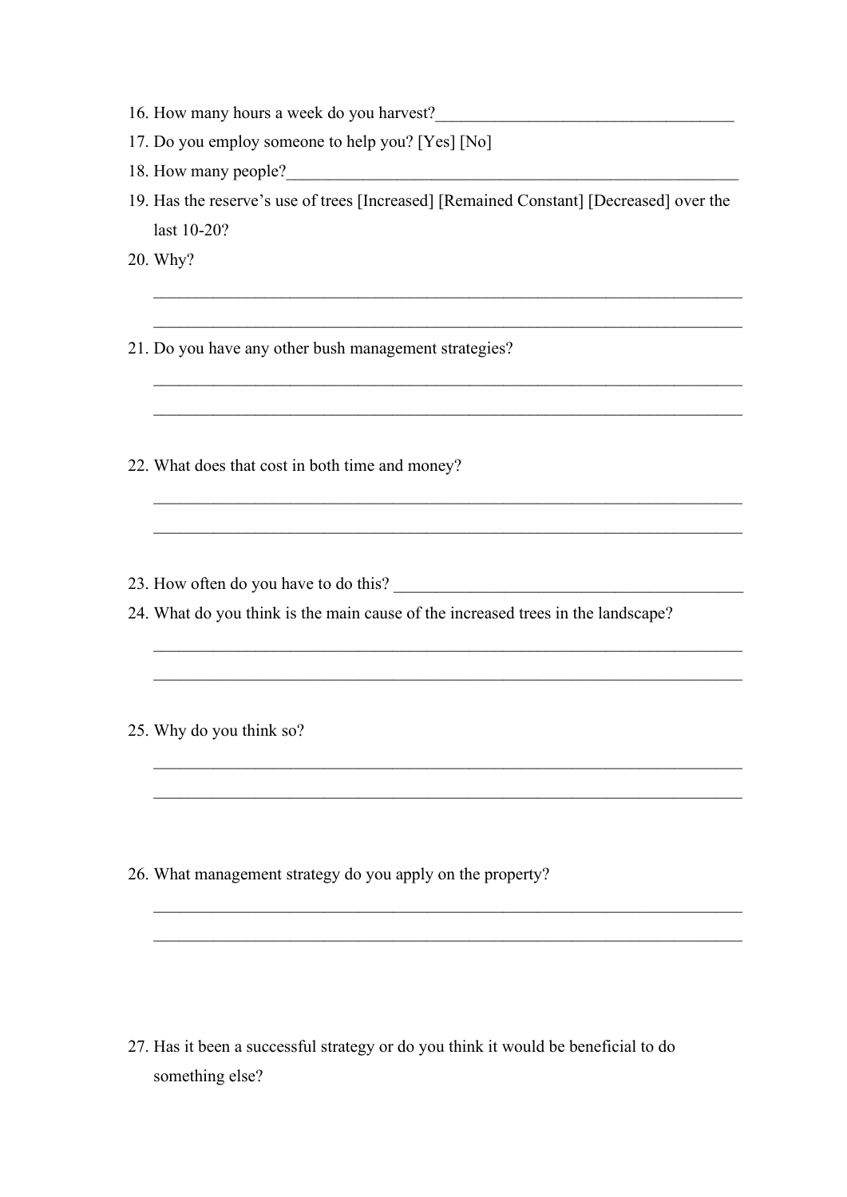16. How many hours a week do you harvest?___________________________________
17. Do you employ someone to help you? [Yes] [No]
18. How many people?______________________________________________________
19. Has the reserve's use of trees [Increased] [Remained Constant] [Decreased] over the last 10-20?
20. Why?

    ______________________________________________________________________

    ______________________________________________________________________

21. Do you have any other bush management strategies?

    ______________________________________________________________________

    ______________________________________________________________________

22. What does that cost in both time and money?

    ______________________________________________________________________

    ______________________________________________________________________

23. How often do you have to do this? ________________________________________
24. What do you think is the main cause of the increased trees in the landscape?

    ______________________________________________________________________

    ______________________________________________________________________

25. Why do you think so?

    ______________________________________________________________________

    ______________________________________________________________________

26. What management strategy do you apply on the property?

    ______________________________________________________________________

    ______________________________________________________________________

27. Has it been a successful strategy or do you think it would be beneficial to do something else?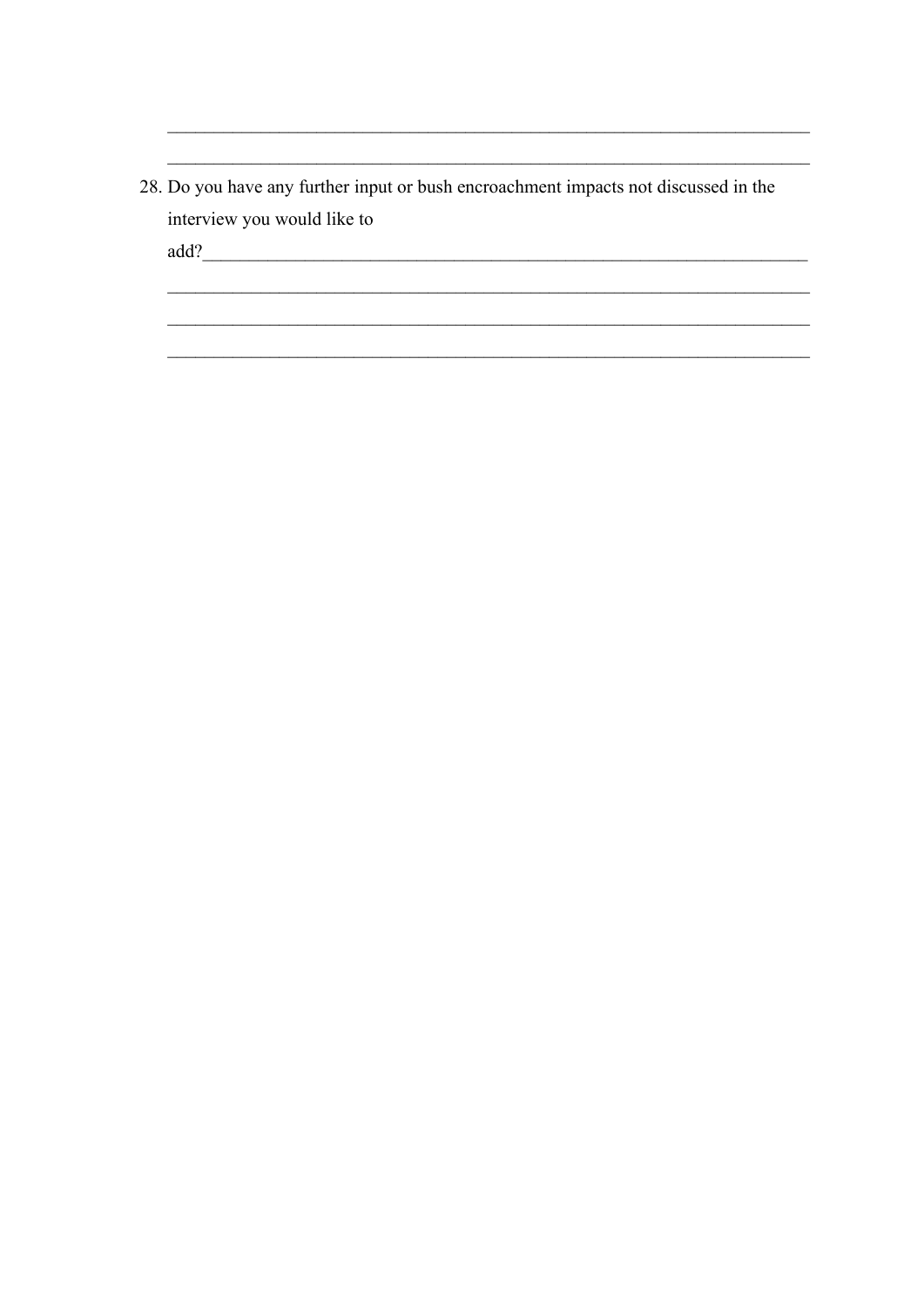______________________________________________________________________

______________________________________________________________________

28. Do you have any further input or bush encroachment impacts not discussed in the interview you would like to add?___________________________________________________________________

    ______________________________________________________________________

    ______________________________________________________________________

    ______________________________________________________________________